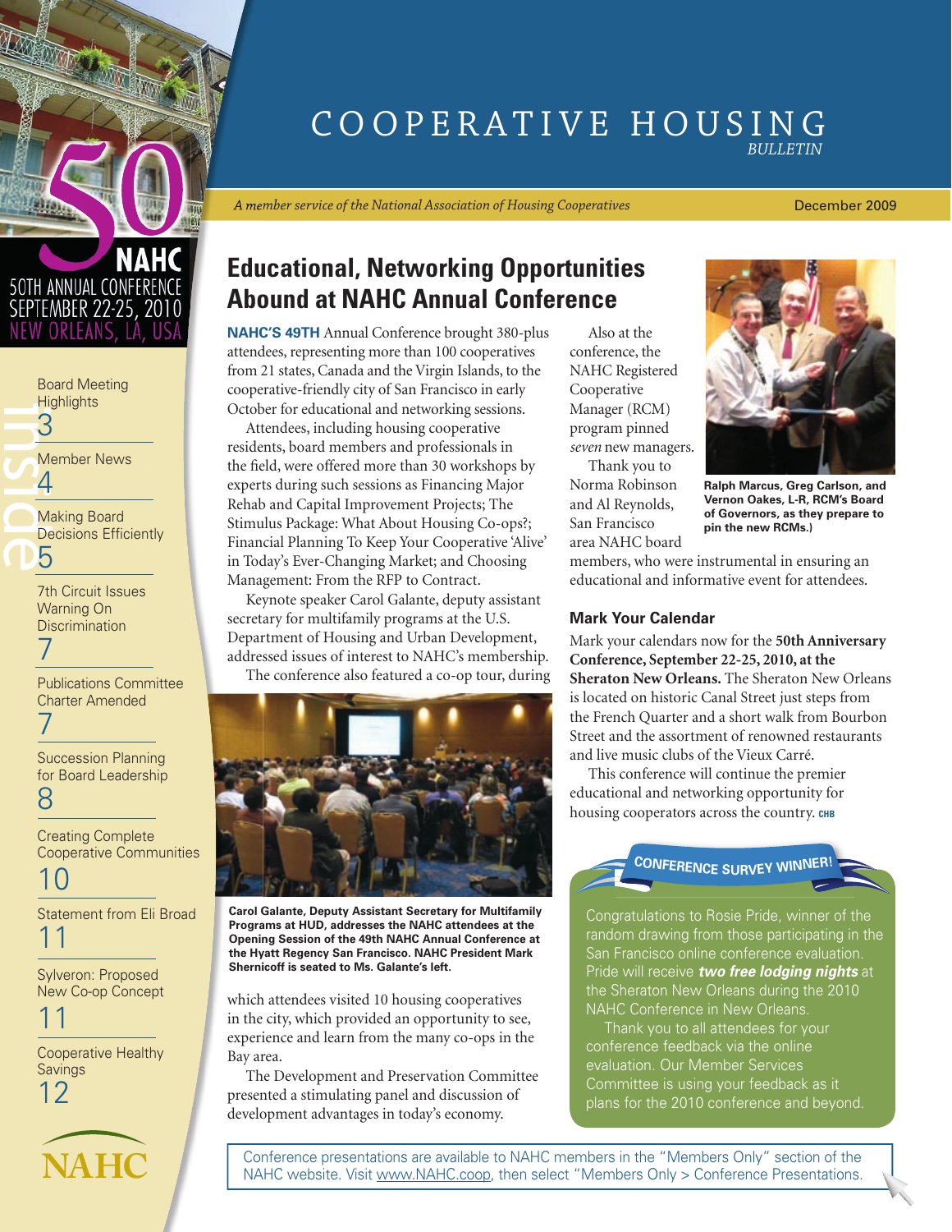# COOPERATIVE HOUSING *BULLETIN*

*A member service of the National Association of Housing Cooperatives*

December 2009

50 NAHC 50TH ANNUAL CONFERENCE SEPTEMBER 22-25, 2010 NEW ORLEANS, LA, USA

**Inside**

Board Meeting Highlights 3

Member News 4

Making Board Decisions Efficiently 5

7th Circuit Issues Warning On Discrimination 7

Publications Committee Charter Amended 7

Succession Planning for Board Leadership 8

Creating Complete Cooperative Communities 10

Statement from Eli Broad 11

Sylveron: Proposed New Co-op Concept 11

Cooperative Healthy Savings 12

NAHC

## Educational, Networking Opportunities Abound at NAHC Annual Conference

**NAHC'S 49TH** Annual Conference brought 380-plus attendees, representing more than 100 cooperatives from 21 states, Canada and the Virgin Islands, to the cooperative-friendly city of San Francisco in early October for educational and networking sessions.

Attendees, including housing cooperative residents, board members and professionals in the field, were offered more than 30 workshops by experts during such sessions as Financing Major Rehab and Capital Improvement Projects; The Stimulus Package: What About Housing Co-ops?; Financial Planning To Keep Your Cooperative 'Alive' in Today's Ever-Changing Market; and Choosing Management: From the RFP to Contract.

Keynote speaker Carol Galante, deputy assistant secretary for multifamily programs at the U.S. Department of Housing and Urban Development, addressed issues of interest to NAHC's membership.

The conference also featured a co-op tour, during which attendees visited 10 housing cooperatives in the city, which provided an opportunity to see, experience and learn from the many co-ops in the Bay area.

**Carol Galante, Deputy Assistant Secretary for Multifamily Programs at HUD, addresses the NAHC attendees at the Opening Session of the 49th NAHC Annual Conference at the Hyatt Regency San Francisco. NAHC President Mark Shernicoff is seated to Ms. Galante's left.**

The Development and Preservation Committee presented a stimulating panel and discussion of development advantages in today's economy.

Also at the conference, the NAHC Registered Cooperative Manager (RCM) program pinned *seven* new managers.

Thank you to Norma Robinson and Al Reynolds, San Francisco area NAHC board members, who were instrumental in ensuring an educational and informative event for attendees.

**Ralph Marcus, Greg Carlson, and Vernon Oakes, L-R, RCM's Board of Governors, as they prepare to pin the new RCMs.)**

### Mark Your Calendar

Mark your calendars now for the **50th Anniversary Conference, September 22-25, 2010, at the Sheraton New Orleans.** The Sheraton New Orleans is located on historic Canal Street just steps from the French Quarter and a short walk from Bourbon Street and the assortment of renowned restaurants and live music clubs of the Vieux Carré.

This conference will continue the premier educational and networking opportunity for housing cooperators across the country. CHB

### CONFERENCE SURVEY WINNER!

Congratulations to Rosie Pride, winner of the random drawing from those participating in the San Francisco online conference evaluation. Pride will receive ***two free lodging nights*** at the Sheraton New Orleans during the 2010 NAHC Conference in New Orleans.

Thank you to all attendees for your conference feedback via the online evaluation. Our Member Services Committee is using your feedback as it plans for the 2010 conference and beyond.

Conference presentations are available to NAHC members in the "Members Only" section of the NAHC website. Visit www.NAHC.coop, then select "Members Only > Conference Presentations.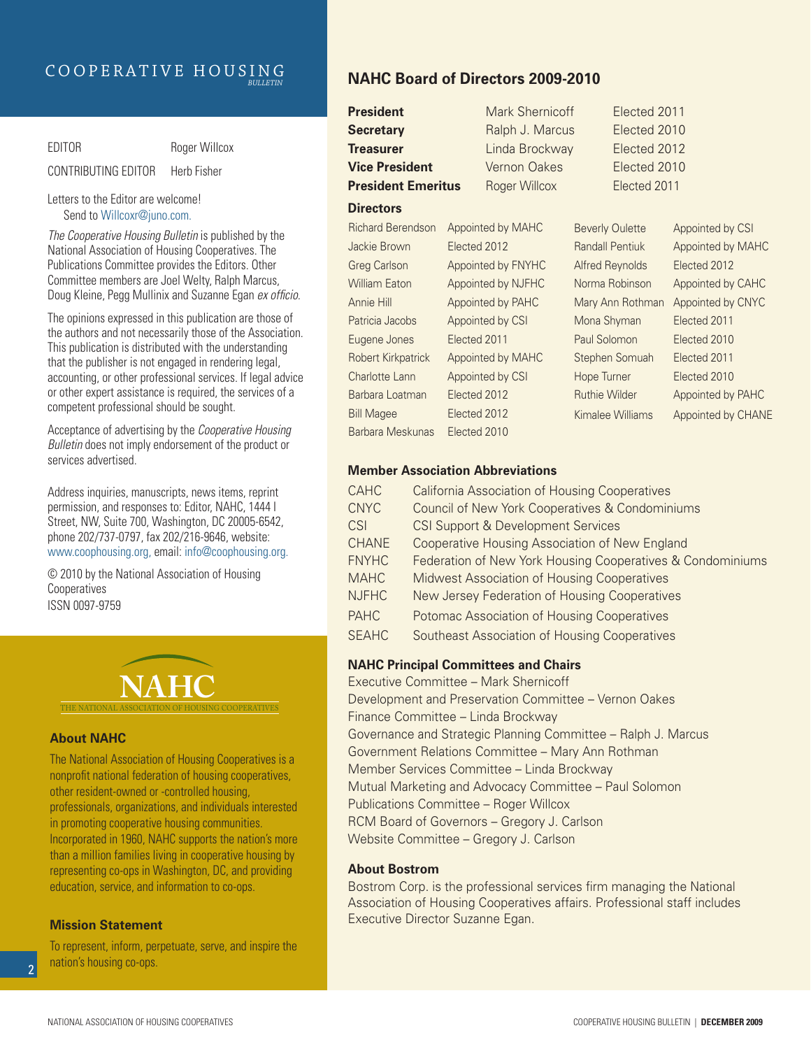# COOPERATIVE HOUSING BULLETIN

| | |
|---|---|
| EDITOR | Roger Willcox |
| CONTRIBUTING EDITOR | Herb Fisher |

Letters to the Editor are welcome!
Send to Willcoxr@juno.com.

*The Cooperative Housing Bulletin* is published by the National Association of Housing Cooperatives. The Publications Committee provides the Editors. Other Committee members are Joel Welty, Ralph Marcus, Doug Kleine, Pegg Mullinix and Suzanne Egan *ex officio.*

The opinions expressed in this publication are those of the authors and not necessarily those of the Association. This publication is distributed with the understanding that the publisher is not engaged in rendering legal, accounting, or other professional services. If legal advice or other expert assistance is required, the services of a competent professional should be sought.

Acceptance of advertising by the *Cooperative Housing Bulletin* does not imply endorsement of the product or services advertised.

Address inquiries, manuscripts, news items, reprint permission, and responses to: Editor, NAHC, 1444 I Street, NW, Suite 700, Washington, DC 20005-6542, phone 202/737-0797, fax 202/216-9646, website: www.coophousing.org, email: info@coophousing.org.

© 2010 by the National Association of Housing Cooperatives
ISSN 0097-9759

NAHC
THE NATIONAL ASSOCIATION OF HOUSING COOPERATIVES

### About NAHC

The National Association of Housing Cooperatives is a nonprofit national federation of housing cooperatives, other resident-owned or -controlled housing, professionals, organizations, and individuals interested in promoting cooperative housing communities. Incorporated in 1960, NAHC supports the nation's more than a million families living in cooperative housing by representing co-ops in Washington, DC, and providing education, service, and information to co-ops.

### Mission Statement

To represent, inform, perpetuate, serve, and inspire the nation's housing co-ops.

## NAHC Board of Directors 2009-2010

| | | |
|---|---|---|
| **President** | Mark Shernicoff | Elected 2011 |
| **Secretary** | Ralph J. Marcus | Elected 2010 |
| **Treasurer** | Linda Brockway | Elected 2012 |
| **Vice President** | Vernon Oakes | Elected 2010 |
| **President Emeritus** | Roger Willcox | Elected 2011 |

### Directors

| | |
|---|---|
| Richard Berendson | Appointed by MAHC |
| Jackie Brown | Elected 2012 |
| Greg Carlson | Appointed by FNYHC |
| William Eaton | Appointed by NJFHC |
| Annie Hill | Appointed by PAHC |
| Patricia Jacobs | Appointed by CSI |
| Eugene Jones | Elected 2011 |
| Robert Kirkpatrick | Appointed by MAHC |
| Charlotte Lann | Appointed by CSI |
| Barbara Loatman | Elected 2012 |
| Bill Magee | Elected 2012 |
| Barbara Meskunas | Elected 2010 |
| Beverly Oulette | Appointed by CSI |
| Randall Pentiuk | Appointed by MAHC |
| Alfred Reynolds | Elected 2012 |
| Norma Robinson | Appointed by CAHC |
| Mary Ann Rothman | Appointed by CNYC |
| Mona Shyman | Elected 2011 |
| Paul Solomon | Elected 2010 |
| Stephen Somuah | Elected 2011 |
| Hope Turner | Elected 2010 |
| Ruthie Wilder | Appointed by PAHC |
| Kimalee Williams | Appointed by CHANE |

### Member Association Abbreviations

| | |
|---|---|
| CAHC | California Association of Housing Cooperatives |
| CNYC | Council of New York Cooperatives & Condominiums |
| CSI | CSI Support & Development Services |
| CHANE | Cooperative Housing Association of New England |
| FNYHC | Federation of New York Housing Cooperatives & Condominiums |
| MAHC | Midwest Association of Housing Cooperatives |
| NJFHC | New Jersey Federation of Housing Cooperatives |
| PAHC | Potomac Association of Housing Cooperatives |
| SEAHC | Southeast Association of Housing Cooperatives |

### NAHC Principal Committees and Chairs

Executive Committee – Mark Shernicoff
Development and Preservation Committee – Vernon Oakes
Finance Committee – Linda Brockway
Governance and Strategic Planning Committee – Ralph J. Marcus
Government Relations Committee – Mary Ann Rothman
Member Services Committee – Linda Brockway
Mutual Marketing and Advocacy Committee – Paul Solomon
Publications Committee – Roger Willcox
RCM Board of Governors – Gregory J. Carlson
Website Committee – Gregory J. Carlson

### About Bostrom

Bostrom Corp. is the professional services firm managing the National Association of Housing Cooperatives affairs. Professional staff includes Executive Director Suzanne Egan.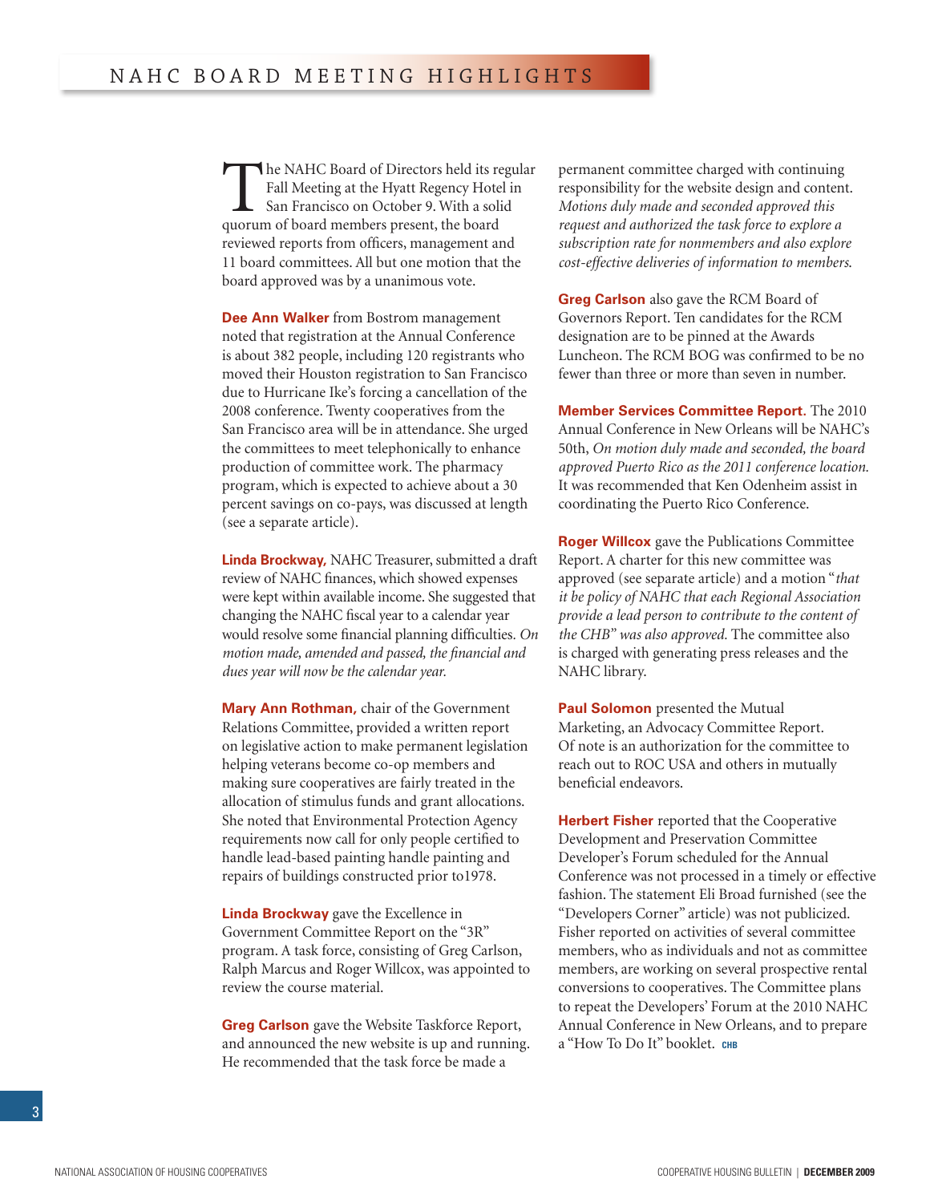# NAHC BOARD MEETING HIGHLIGHTS

The NAHC Board of Directors held its regular Fall Meeting at the Hyatt Regency Hotel in San Francisco on October 9. With a solid quorum of board members present, the board reviewed reports from officers, management and 11 board committees. All but one motion that the board approved was by a unanimous vote.

**Dee Ann Walker** from Bostrom management noted that registration at the Annual Conference is about 382 people, including 120 registrants who moved their Houston registration to San Francisco due to Hurricane Ike's forcing a cancellation of the 2008 conference. Twenty cooperatives from the San Francisco area will be in attendance. She urged the committees to meet telephonically to enhance production of committee work. The pharmacy program, which is expected to achieve about a 30 percent savings on co-pays, was discussed at length (see a separate article).

**Linda Brockway,** NAHC Treasurer, submitted a draft review of NAHC finances, which showed expenses were kept within available income. She suggested that changing the NAHC fiscal year to a calendar year would resolve some financial planning difficulties. *On motion made, amended and passed, the financial and dues year will now be the calendar year.*

**Mary Ann Rothman,** chair of the Government Relations Committee, provided a written report on legislative action to make permanent legislation helping veterans become co-op members and making sure cooperatives are fairly treated in the allocation of stimulus funds and grant allocations. She noted that Environmental Protection Agency requirements now call for only people certified to handle lead-based painting handle painting and repairs of buildings constructed prior to1978.

**Linda Brockway** gave the Excellence in Government Committee Report on the "3R" program. A task force, consisting of Greg Carlson, Ralph Marcus and Roger Willcox, was appointed to review the course material.

**Greg Carlson** gave the Website Taskforce Report, and announced the new website is up and running. He recommended that the task force be made a permanent committee charged with continuing responsibility for the website design and content. *Motions duly made and seconded approved this request and authorized the task force to explore a subscription rate for nonmembers and also explore cost-effective deliveries of information to members.*

**Greg Carlson** also gave the RCM Board of Governors Report. Ten candidates for the RCM designation are to be pinned at the Awards Luncheon. The RCM BOG was confirmed to be no fewer than three or more than seven in number.

**Member Services Committee Report.** The 2010 Annual Conference in New Orleans will be NAHC's 50th, *On motion duly made and seconded, the board approved Puerto Rico as the 2011 conference location.* It was recommended that Ken Odenheim assist in coordinating the Puerto Rico Conference.

**Roger Willcox** gave the Publications Committee Report. A charter for this new committee was approved (see separate article) and a motion "*that it be policy of NAHC that each Regional Association provide a lead person to contribute to the content of the CHB" was also approved.* The committee also is charged with generating press releases and the NAHC library.

**Paul Solomon** presented the Mutual Marketing, an Advocacy Committee Report. Of note is an authorization for the committee to reach out to ROC USA and others in mutually beneficial endeavors.

**Herbert Fisher** reported that the Cooperative Development and Preservation Committee Developer's Forum scheduled for the Annual Conference was not processed in a timely or effective fashion. The statement Eli Broad furnished (see the "Developers Corner" article) was not publicized. Fisher reported on activities of several committee members, who as individuals and not as committee members, are working on several prospective rental conversions to cooperatives. The Committee plans to repeat the Developers' Forum at the 2010 NAHC Annual Conference in New Orleans, and to prepare a "How To Do It" booklet. CHB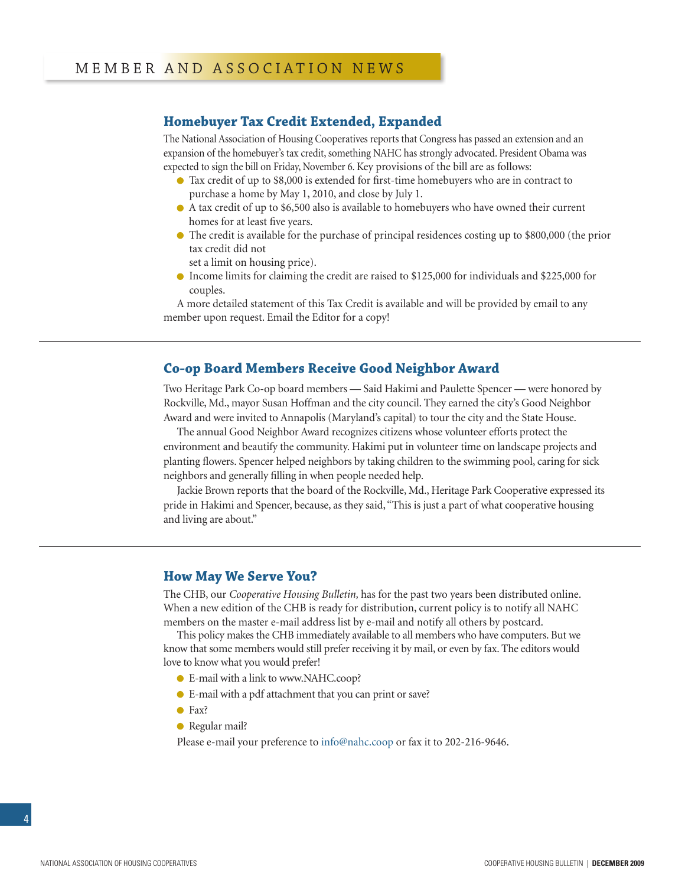# MEMBER AND ASSOCIATION NEWS

## Homebuyer Tax Credit Extended, Expanded

The National Association of Housing Cooperatives reports that Congress has passed an extension and an expansion of the homebuyer's tax credit, something NAHC has strongly advocated. President Obama was expected to sign the bill on Friday, November 6. Key provisions of the bill are as follows:

- Tax credit of up to $8,000 is extended for first-time homebuyers who are in contract to purchase a home by May 1, 2010, and close by July 1.
- A tax credit of up to $6,500 also is available to homebuyers who have owned their current homes for at least five years.
- The credit is available for the purchase of principal residences costing up to $800,000 (the prior tax credit did not set a limit on housing price).
- Income limits for claiming the credit are raised to $125,000 for individuals and $225,000 for couples.

A more detailed statement of this Tax Credit is available and will be provided by email to any member upon request. Email the Editor for a copy!

## Co-op Board Members Receive Good Neighbor Award

Two Heritage Park Co-op board members — Said Hakimi and Paulette Spencer — were honored by Rockville, Md., mayor Susan Hoffman and the city council. They earned the city's Good Neighbor Award and were invited to Annapolis (Maryland's capital) to tour the city and the State House.

The annual Good Neighbor Award recognizes citizens whose volunteer efforts protect the environment and beautify the community. Hakimi put in volunteer time on landscape projects and planting flowers. Spencer helped neighbors by taking children to the swimming pool, caring for sick neighbors and generally filling in when people needed help.

Jackie Brown reports that the board of the Rockville, Md., Heritage Park Cooperative expressed its pride in Hakimi and Spencer, because, as they said, "This is just a part of what cooperative housing and living are about."

## How May We Serve You?

The CHB, our *Cooperative Housing Bulletin,* has for the past two years been distributed online. When a new edition of the CHB is ready for distribution, current policy is to notify all NAHC members on the master e-mail address list by e-mail and notify all others by postcard.

This policy makes the CHB immediately available to all members who have computers. But we know that some members would still prefer receiving it by mail, or even by fax. The editors would love to know what you would prefer!

- E-mail with a link to www.NAHC.coop?
- E-mail with a pdf attachment that you can print or save?
- Fax?
- Regular mail?

Please e-mail your preference to info@nahc.coop or fax it to 202-216-9646.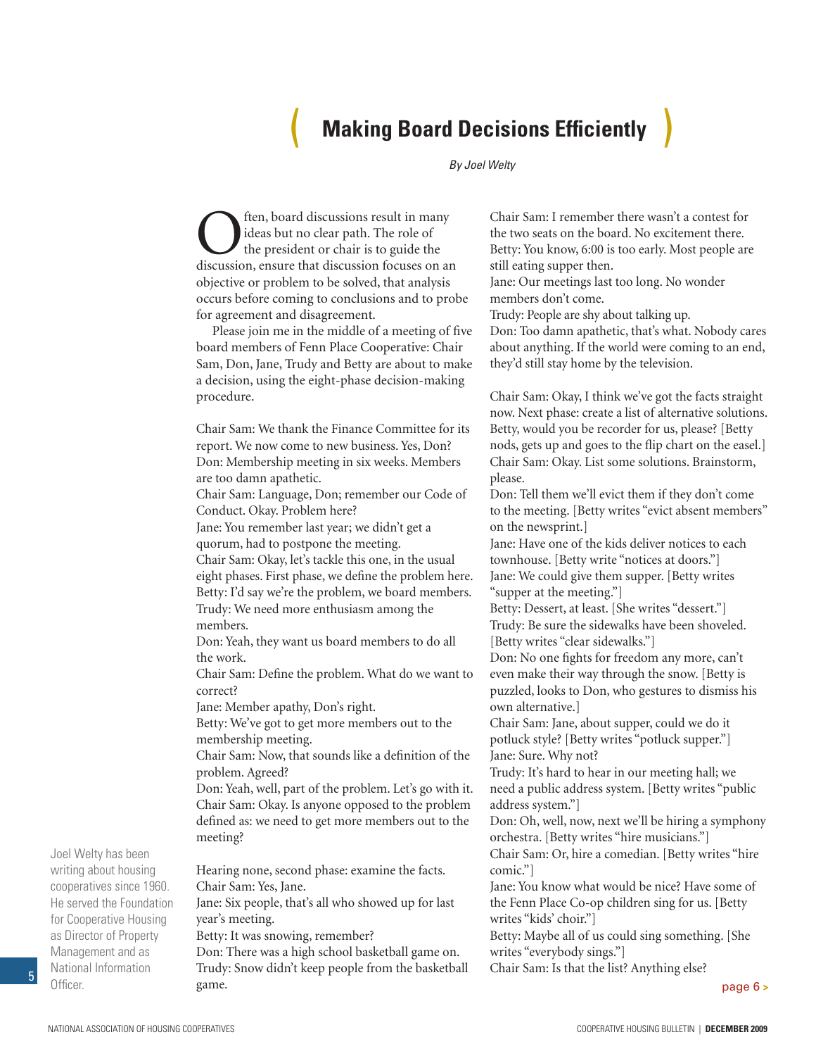# Making Board Decisions Efficiently

*By Joel Welty*

Often, board discussions result in many ideas but no clear path. The role of the president or chair is to guide the discussion, ensure that discussion focuses on an objective or problem to be solved, that analysis occurs before coming to conclusions and to probe for agreement and disagreement.

Please join me in the middle of a meeting of five board members of Fenn Place Cooperative: Chair Sam, Don, Jane, Trudy and Betty are about to make a decision, using the eight-phase decision-making procedure.

Chair Sam: We thank the Finance Committee for its report. We now come to new business. Yes, Don?
Don: Membership meeting in six weeks. Members are too damn apathetic.
Chair Sam: Language, Don; remember our Code of Conduct. Okay. Problem here?
Jane: You remember last year; we didn't get a quorum, had to postpone the meeting.
Chair Sam: Okay, let's tackle this one, in the usual eight phases. First phase, we define the problem here.
Betty: I'd say we're the problem, we board members.
Trudy: We need more enthusiasm among the members.
Don: Yeah, they want us board members to do all the work.
Chair Sam: Define the problem. What do we want to correct?
Jane: Member apathy, Don's right.
Betty: We've got to get more members out to the membership meeting.
Chair Sam: Now, that sounds like a definition of the problem. Agreed?
Don: Yeah, well, part of the problem. Let's go with it.
Chair Sam: Okay. Is anyone opposed to the problem defined as: we need to get more members out to the meeting?

Hearing none, second phase: examine the facts.
Chair Sam: Yes, Jane.
Jane: Six people, that's all who showed up for last year's meeting.
Betty: It was snowing, remember?
Don: There was a high school basketball game on.
Trudy: Snow didn't keep people from the basketball game.
Chair Sam: I remember there wasn't a contest for the two seats on the board. No excitement there.
Betty: You know, 6:00 is too early. Most people are still eating supper then.
Jane: Our meetings last too long. No wonder members don't come.
Trudy: People are shy about talking up.
Don: Too damn apathetic, that's what. Nobody cares about anything. If the world were coming to an end, they'd still stay home by the television.

Chair Sam: Okay, I think we've got the facts straight now. Next phase: create a list of alternative solutions. Betty, would you be recorder for us, please? [Betty nods, gets up and goes to the flip chart on the easel.]
Chair Sam: Okay. List some solutions. Brainstorm, please.
Don: Tell them we'll evict them if they don't come to the meeting. [Betty writes "evict absent members" on the newsprint.]
Jane: Have one of the kids deliver notices to each townhouse. [Betty write "notices at doors."]
Jane: We could give them supper. [Betty writes "supper at the meeting."]
Betty: Dessert, at least. [She writes "dessert."]
Trudy: Be sure the sidewalks have been shoveled. [Betty writes "clear sidewalks."]
Don: No one fights for freedom any more, can't even make their way through the snow. [Betty is puzzled, looks to Don, who gestures to dismiss his own alternative.]
Chair Sam: Jane, about supper, could we do it potluck style? [Betty writes "potluck supper."]
Jane: Sure. Why not?
Trudy: It's hard to hear in our meeting hall; we need a public address system. [Betty writes "public address system."]
Don: Oh, well, now, next we'll be hiring a symphony orchestra. [Betty writes "hire musicians."]
Chair Sam: Or, hire a comedian. [Betty writes "hire comic."]
Jane: You know what would be nice? Have some of the Fenn Place Co-op children sing for us. [Betty writes "kids' choir."]
Betty: Maybe all of us could sing something. [She writes "everybody sings."]
Chair Sam: Is that the list? Anything else?

page 6 >

Joel Welty has been writing about housing cooperatives since 1960. He served the Foundation for Cooperative Housing as Director of Property Management and as National Information Officer.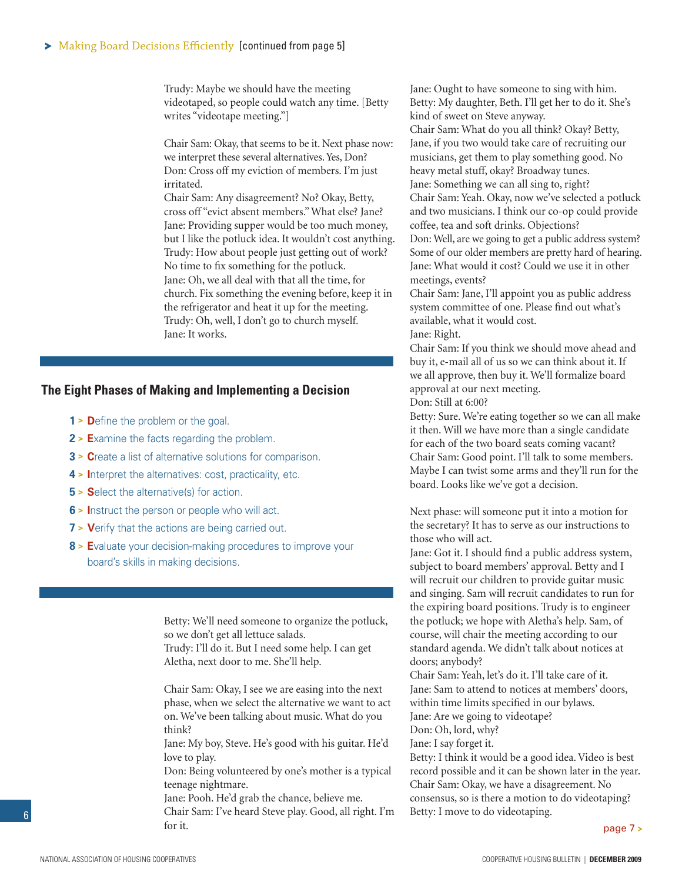Trudy: Maybe we should have the meeting videotaped, so people could watch any time. [Betty writes "videotape meeting."]

Chair Sam: Okay, that seems to be it. Next phase now: we interpret these several alternatives. Yes, Don?
Don: Cross off my eviction of members. I'm just irritated.
Chair Sam: Any disagreement? No? Okay, Betty, cross off "evict absent members." What else? Jane?
Jane: Providing supper would be too much money, but I like the potluck idea. It wouldn't cost anything.
Trudy: How about people just getting out of work? No time to fix something for the potluck.
Jane: Oh, we all deal with that all the time, for church. Fix something the evening before, keep it in the refrigerator and heat it up for the meeting.
Trudy: Oh, well, I don't go to church myself.
Jane: It works.

## The Eight Phases of Making and Implementing a Decision

1 > **D**efine the problem or the goal.
2 > **E**xamine the facts regarding the problem.
3 > **C**reate a list of alternative solutions for comparison.
4 > **I**nterpret the alternatives: cost, practicality, etc.
5 > **S**elect the alternative(s) for action.
6 > **I**nstruct the person or people who will act.
7 > **V**erify that the actions are being carried out.
8 > **E**valuate your decision-making procedures to improve your board's skills in making decisions.

Betty: We'll need someone to organize the potluck, so we don't get all lettuce salads.
Trudy: I'll do it. But I need some help. I can get Aletha, next door to me. She'll help.

Chair Sam: Okay, I see we are easing into the next phase, when we select the alternative we want to act on. We've been talking about music. What do you think?
Jane: My boy, Steve. He's good with his guitar. He'd love to play.
Don: Being volunteered by one's mother is a typical teenage nightmare.
Jane: Pooh. He'd grab the chance, believe me.
Chair Sam: I've heard Steve play. Good, all right. I'm for it.
Jane: Ought to have someone to sing with him.
Betty: My daughter, Beth. I'll get her to do it. She's kind of sweet on Steve anyway.
Chair Sam: What do you all think? Okay? Betty, Jane, if you two would take care of recruiting our musicians, get them to play something good. No heavy metal stuff, okay? Broadway tunes.
Jane: Something we can all sing to, right?
Chair Sam: Yeah. Okay, now we've selected a potluck and two musicians. I think our co-op could provide coffee, tea and soft drinks. Objections?
Don: Well, are we going to get a public address system? Some of our older members are pretty hard of hearing.
Jane: What would it cost? Could we use it in other meetings, events?
Chair Sam: Jane, I'll appoint you as public address system committee of one. Please find out what's available, what it would cost.
Jane: Right.
Chair Sam: If you think we should move ahead and buy it, e-mail all of us so we can think about it. If we all approve, then buy it. We'll formalize board approval at our next meeting.
Don: Still at 6:00?
Betty: Sure. We're eating together so we can all make it then. Will we have more than a single candidate for each of the two board seats coming vacant?
Chair Sam: Good point. I'll talk to some members. Maybe I can twist some arms and they'll run for the board. Looks like we've got a decision.

Next phase: will someone put it into a motion for the secretary? It has to serve as our instructions to those who will act.
Jane: Got it. I should find a public address system, subject to board members' approval. Betty and I will recruit our children to provide guitar music and singing. Sam will recruit candidates to run for the expiring board positions. Trudy is to engineer the potluck; we hope with Aletha's help. Sam, of course, will chair the meeting according to our standard agenda. We didn't talk about notices at doors; anybody?
Chair Sam: Yeah, let's do it. I'll take care of it.
Jane: Sam to attend to notices at members' doors, within time limits specified in our bylaws.
Jane: Are we going to videotape?
Don: Oh, lord, why?
Jane: I say forget it.
Betty: I think it would be a good idea. Video is best record possible and it can be shown later in the year.
Chair Sam: Okay, we have a disagreement. No consensus, so is there a motion to do videotaping?
Betty: I move to do videotaping.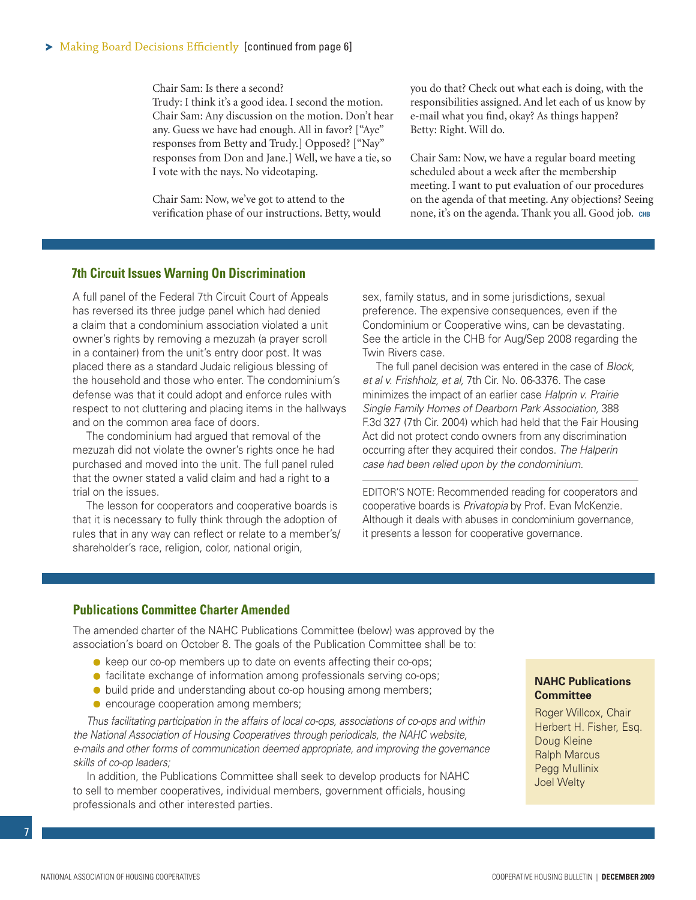> Making Board Decisions Efficiently [continued from page 6]

Chair Sam: Is there a second?
Trudy: I think it's a good idea. I second the motion.
Chair Sam: Any discussion on the motion. Don't hear any. Guess we have had enough. All in favor? ["Aye" responses from Betty and Trudy.] Opposed? ["Nay" responses from Don and Jane.] Well, we have a tie, so I vote with the nays. No videotaping.

Chair Sam: Now, we've got to attend to the verification phase of our instructions. Betty, would you do that? Check out what each is doing, with the responsibilities assigned. And let each of us know by e-mail what you find, okay? As things happen?
Betty: Right. Will do.

Chair Sam: Now, we have a regular board meeting scheduled about a week after the membership meeting. I want to put evaluation of our procedures on the agenda of that meeting. Any objections? Seeing none, it's on the agenda. Thank you all. Good job. CHB

## 7th Circuit Issues Warning On Discrimination

A full panel of the Federal 7th Circuit Court of Appeals has reversed its three judge panel which had denied a claim that a condominium association violated a unit owner's rights by removing a mezuzah (a prayer scroll in a container) from the unit's entry door post. It was placed there as a standard Judaic religious blessing of the household and those who enter. The condominium's defense was that it could adopt and enforce rules with respect to not cluttering and placing items in the hallways and on the common area face of doors.

The condominium had argued that removal of the mezuzah did not violate the owner's rights once he had purchased and moved into the unit. The full panel ruled that the owner stated a valid claim and had a right to a trial on the issues.

The lesson for cooperators and cooperative boards is that it is necessary to fully think through the adoption of rules that in any way can reflect or relate to a member's/shareholder's race, religion, color, national origin, sex, family status, and in some jurisdictions, sexual preference. The expensive consequences, even if the Condominium or Cooperative wins, can be devastating. See the article in the CHB for Aug/Sep 2008 regarding the Twin Rivers case.

The full panel decision was entered in the case of *Block, et al v. Frishholz, et al,* 7th Cir. No. 06-3376. The case minimizes the impact of an earlier case *Halprin v. Prairie Single Family Homes of Dearborn Park Association,* 388 F.3d 327 (7th Cir. 2004) which had held that the Fair Housing Act did not protect condo owners from any discrimination occurring after they acquired their condos. *The Halperin case had been relied upon by the condominium.*

EDITOR'S NOTE: Recommended reading for cooperators and cooperative boards is *Privatopia* by Prof. Evan McKenzie. Although it deals with abuses in condominium governance, it presents a lesson for cooperative governance.

## Publications Committee Charter Amended

The amended charter of the NAHC Publications Committee (below) was approved by the association's board on October 8. The goals of the Publication Committee shall be to:

- keep our co-op members up to date on events affecting their co-ops;
- facilitate exchange of information among professionals serving co-ops;
- build pride and understanding about co-op housing among members;
- encourage cooperation among members;

*Thus facilitating participation in the affairs of local co-ops, associations of co-ops and within the National Association of Housing Cooperatives through periodicals, the NAHC website, e-mails and other forms of communication deemed appropriate, and improving the governance skills of co-op leaders;*

In addition, the Publications Committee shall seek to develop products for NAHC to sell to member cooperatives, individual members, government officials, housing professionals and other interested parties.

**NAHC Publications Committee**

Roger Willcox, Chair
Herbert H. Fisher, Esq.
Doug Kleine
Ralph Marcus
Pegg Mullinix
Joel Welty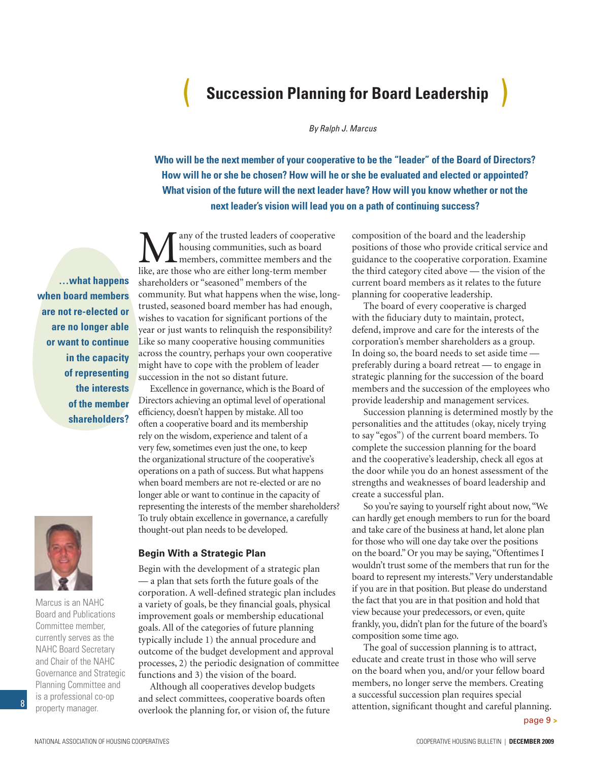# Succession Planning for Board Leadership

*By Ralph J. Marcus*

**Who will be the next member of your cooperative to be the "leader" of the Board of Directors? How will he or she be chosen? How will he or she be evaluated and elected or appointed? What vision of the future will the next leader have? How will you know whether or not the next leader's vision will lead you on a path of continuing success?**

**...what happens when board members are not re-elected or are no longer able or want to continue in the capacity of representing the interests of the member shareholders?**

Marcus is an NAHC Board and Publications Committee member, currently serves as the NAHC Board Secretary and Chair of the NAHC Governance and Strategic Planning Committee and is a professional co-op property manager.

Many of the trusted leaders of cooperative housing communities, such as board members, committee members and the like, are those who are either long-term member shareholders or "seasoned" members of the community. But what happens when the wise, long-trusted, seasoned board member has had enough, wishes to vacation for significant portions of the year or just wants to relinquish the responsibility? Like so many cooperative housing communities across the country, perhaps your own cooperative might have to cope with the problem of leader succession in the not so distant future.

Excellence in governance, which is the Board of Directors achieving an optimal level of operational efficiency, doesn't happen by mistake. All too often a cooperative board and its membership rely on the wisdom, experience and talent of a very few, sometimes even just the one, to keep the organizational structure of the cooperative's operations on a path of success. But what happens when board members are not re-elected or are no longer able or want to continue in the capacity of representing the interests of the member shareholders? To truly obtain excellence in governance, a carefully thought-out plan needs to be developed.

### Begin With a Strategic Plan

Begin with the development of a strategic plan — a plan that sets forth the future goals of the corporation. A well-defined strategic plan includes a variety of goals, be they financial goals, physical improvement goals or membership educational goals. All of the categories of future planning typically include 1) the annual procedure and outcome of the budget development and approval processes, 2) the periodic designation of committee functions and 3) the vision of the board.

Although all cooperatives develop budgets and select committees, cooperative boards often overlook the planning for, or vision of, the future composition of the board and the leadership positions of those who provide critical service and guidance to the cooperative corporation. Examine the third category cited above — the vision of the current board members as it relates to the future planning for cooperative leadership.

The board of every cooperative is charged with the fiduciary duty to maintain, protect, defend, improve and care for the interests of the corporation's member shareholders as a group. In doing so, the board needs to set aside time — preferably during a board retreat — to engage in strategic planning for the succession of the board members and the succession of the employees who provide leadership and management services.

Succession planning is determined mostly by the personalities and the attitudes (okay, nicely trying to say "egos") of the current board members. To complete the succession planning for the board and the cooperative's leadership, check all egos at the door while you do an honest assessment of the strengths and weaknesses of board leadership and create a successful plan.

So you're saying to yourself right about now, "We can hardly get enough members to run for the board and take care of the business at hand, let alone plan for those who will one day take over the positions on the board." Or you may be saying, "Oftentimes I wouldn't trust some of the members that run for the board to represent my interests." Very understandable if you are in that position. But please do understand the fact that you are in that position and hold that view because your predecessors, or even, quite frankly, you, didn't plan for the future of the board's composition some time ago.

The goal of succession planning is to attract, educate and create trust in those who will serve on the board when you, and/or your fellow board members, no longer serve the members. Creating a successful succession plan requires special attention, significant thought and careful planning.

page 9 >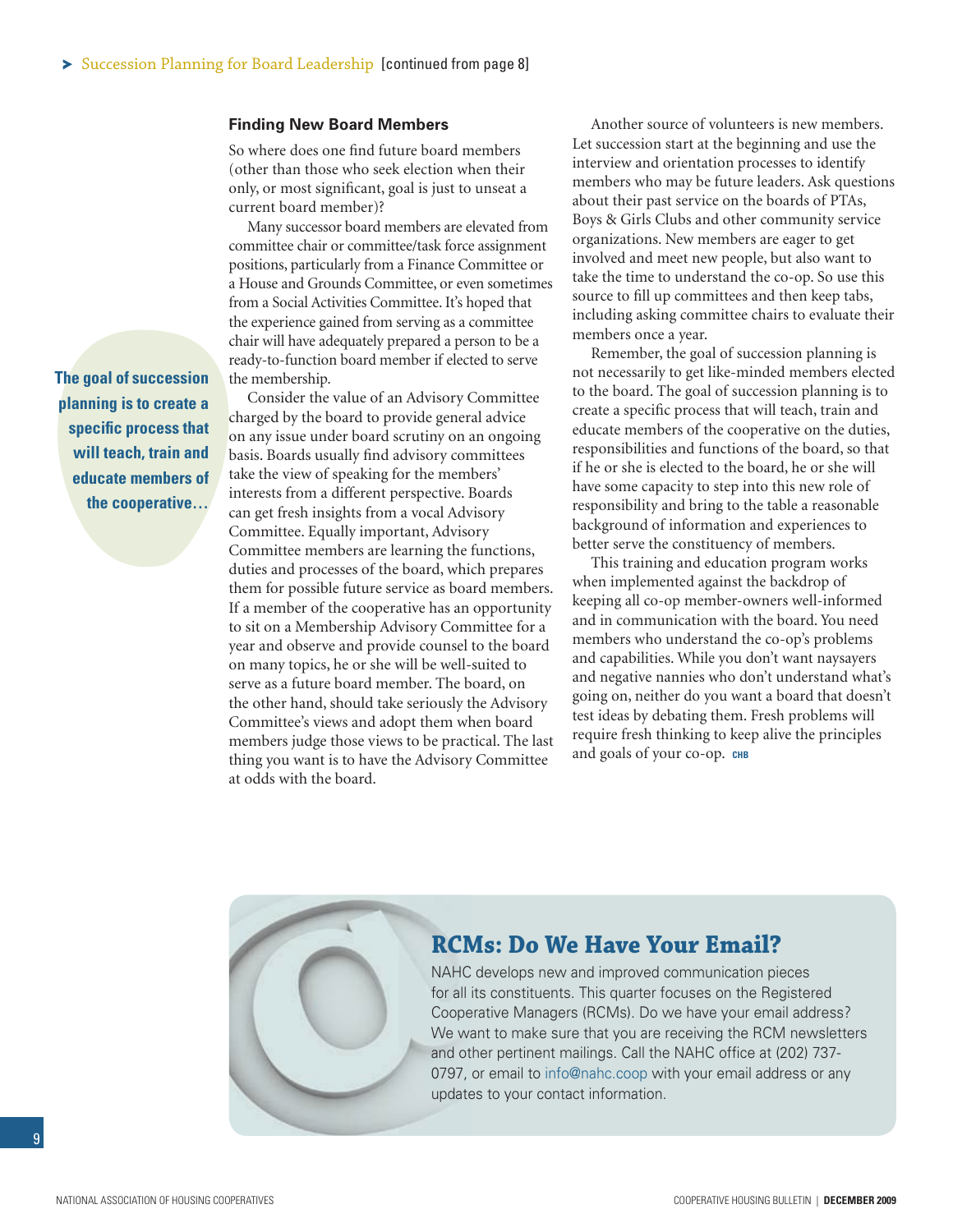## Finding New Board Members

So where does one find future board members (other than those who seek election when their only, or most significant, goal is just to unseat a current board member)?

Many successor board members are elevated from committee chair or committee/task force assignment positions, particularly from a Finance Committee or a House and Grounds Committee, or even sometimes from a Social Activities Committee. It's hoped that the experience gained from serving as a committee chair will have adequately prepared a person to be a ready-to-function board member if elected to serve the membership.

**The goal of succession planning is to create a specific process that will teach, train and educate members of the cooperative…**

Consider the value of an Advisory Committee charged by the board to provide general advice on any issue under board scrutiny on an ongoing basis. Boards usually find advisory committees take the view of speaking for the members' interests from a different perspective. Boards can get fresh insights from a vocal Advisory Committee. Equally important, Advisory Committee members are learning the functions, duties and processes of the board, which prepares them for possible future service as board members. If a member of the cooperative has an opportunity to sit on a Membership Advisory Committee for a year and observe and provide counsel to the board on many topics, he or she will be well-suited to serve as a future board member. The board, on the other hand, should take seriously the Advisory Committee's views and adopt them when board members judge those views to be practical. The last thing you want is to have the Advisory Committee at odds with the board.

Another source of volunteers is new members. Let succession start at the beginning and use the interview and orientation processes to identify members who may be future leaders. Ask questions about their past service on the boards of PTAs, Boys & Girls Clubs and other community service organizations. New members are eager to get involved and meet new people, but also want to take the time to understand the co-op. So use this source to fill up committees and then keep tabs, including asking committee chairs to evaluate their members once a year.

Remember, the goal of succession planning is not necessarily to get like-minded members elected to the board. The goal of succession planning is to create a specific process that will teach, train and educate members of the cooperative on the duties, responsibilities and functions of the board, so that if he or she is elected to the board, he or she will have some capacity to step into this new role of responsibility and bring to the table a reasonable background of information and experiences to better serve the constituency of members.

This training and education program works when implemented against the backdrop of keeping all co-op member-owners well-informed and in communication with the board. You need members who understand the co-op's problems and capabilities. While you don't want naysayers and negative nannies who don't understand what's going on, neither do you want a board that doesn't test ideas by debating them. Fresh problems will require fresh thinking to keep alive the principles and goals of your co-op. CHB

## RCMs: Do We Have Your Email?

NAHC develops new and improved communication pieces for all its constituents. This quarter focuses on the Registered Cooperative Managers (RCMs). Do we have your email address? We want to make sure that you are receiving the RCM newsletters and other pertinent mailings. Call the NAHC office at (202) 737-0797, or email to info@nahc.coop with your email address or any updates to your contact information.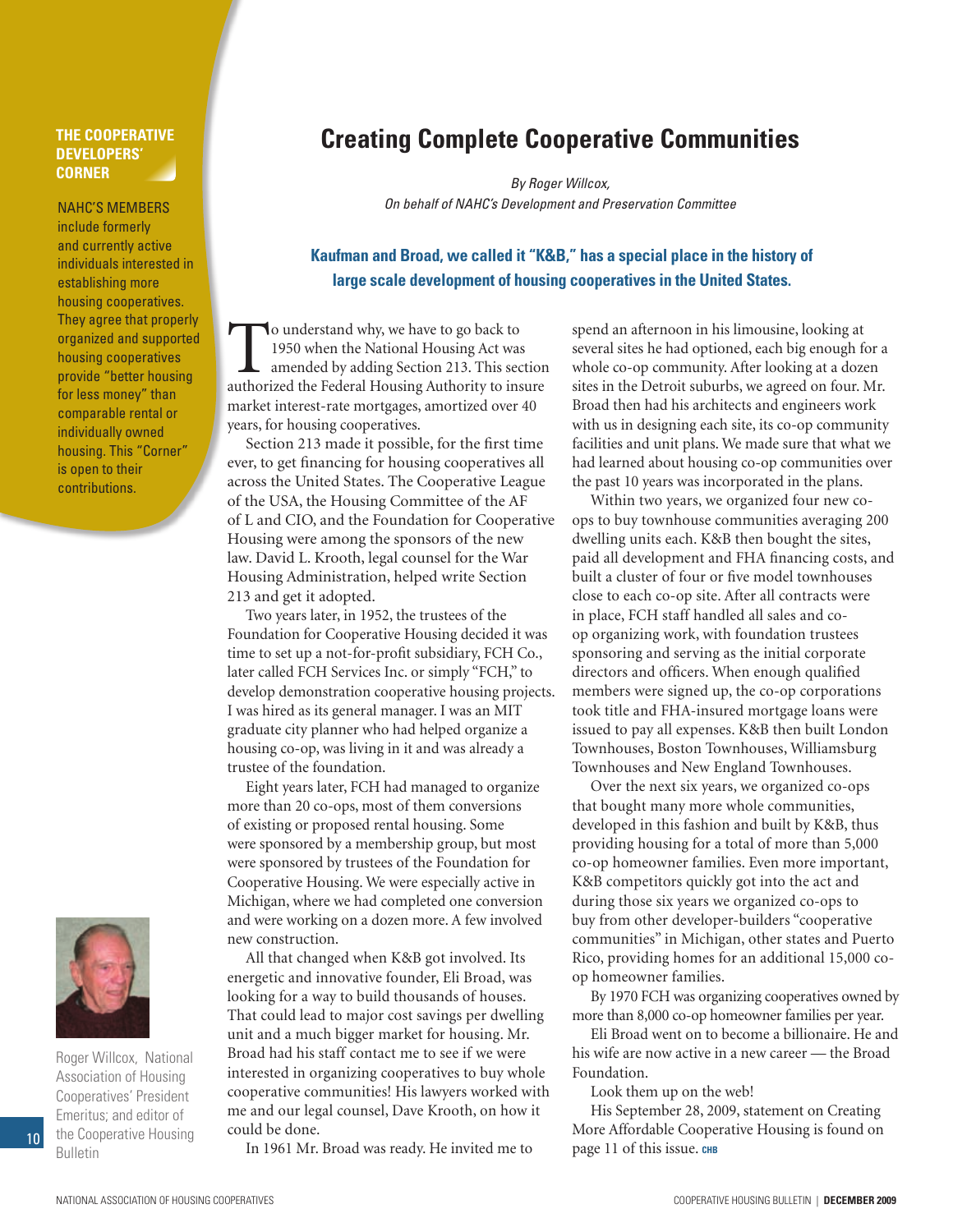**THE COOPERATIVE DEVELOPERS' CORNER**

NAHC'S MEMBERS include formerly and currently active individuals interested in establishing more housing cooperatives. They agree that properly organized and supported housing cooperatives provide "better housing for less money" than comparable rental or individually owned housing. This "Corner" is open to their contributions.

# Creating Complete Cooperative Communities

*By Roger Willcox,*
*On behalf of NAHC's Development and Preservation Committee*

**Kaufman and Broad, we called it "K&B," has a special place in the history of large scale development of housing cooperatives in the United States.**

To understand why, we have to go back to 1950 when the National Housing Act was amended by adding Section 213. This section authorized the Federal Housing Authority to insure market interest-rate mortgages, amortized over 40 years, for housing cooperatives.

Section 213 made it possible, for the first time ever, to get financing for housing cooperatives all across the United States. The Cooperative League of the USA, the Housing Committee of the AF of L and CIO, and the Foundation for Cooperative Housing were among the sponsors of the new law. David L. Krooth, legal counsel for the War Housing Administration, helped write Section 213 and get it adopted.

Two years later, in 1952, the trustees of the Foundation for Cooperative Housing decided it was time to set up a not-for-profit subsidiary, FCH Co., later called FCH Services Inc. or simply "FCH," to develop demonstration cooperative housing projects. I was hired as its general manager. I was an MIT graduate city planner who had helped organize a housing co-op, was living in it and was already a trustee of the foundation.

Eight years later, FCH had managed to organize more than 20 co-ops, most of them conversions of existing or proposed rental housing. Some were sponsored by a membership group, but most were sponsored by trustees of the Foundation for Cooperative Housing. We were especially active in Michigan, where we had completed one conversion and were working on a dozen more. A few involved new construction.

All that changed when K&B got involved. Its energetic and innovative founder, Eli Broad, was looking for a way to build thousands of houses. That could lead to major cost savings per dwelling unit and a much bigger market for housing. Mr. Broad had his staff contact me to see if we were interested in organizing cooperatives to buy whole cooperative communities! His lawyers worked with me and our legal counsel, Dave Krooth, on how it could be done.

In 1961 Mr. Broad was ready. He invited me to spend an afternoon in his limousine, looking at several sites he had optioned, each big enough for a whole co-op community. After looking at a dozen sites in the Detroit suburbs, we agreed on four. Mr. Broad then had his architects and engineers work with us in designing each site, its co-op community facilities and unit plans. We made sure that what we had learned about housing co-op communities over the past 10 years was incorporated in the plans.

Within two years, we organized four new co-ops to buy townhouse communities averaging 200 dwelling units each. K&B then bought the sites, paid all development and FHA financing costs, and built a cluster of four or five model townhouses close to each co-op site. After all contracts were in place, FCH staff handled all sales and co-op organizing work, with foundation trustees sponsoring and serving as the initial corporate directors and officers. When enough qualified members were signed up, the co-op corporations took title and FHA-insured mortgage loans were issued to pay all expenses. K&B then built London Townhouses, Boston Townhouses, Williamsburg Townhouses and New England Townhouses.

Over the next six years, we organized co-ops that bought many more whole communities, developed in this fashion and built by K&B, thus providing housing for a total of more than 5,000 co-op homeowner families. Even more important, K&B competitors quickly got into the act and during those six years we organized co-ops to buy from other developer-builders "cooperative communities" in Michigan, other states and Puerto Rico, providing homes for an additional 15,000 co-op homeowner families.

By 1970 FCH was organizing cooperatives owned by more than 8,000 co-op homeowner families per year.

Eli Broad went on to become a billionaire. He and his wife are now active in a new career — the Broad Foundation.

Look them up on the web!

His September 28, 2009, statement on Creating More Affordable Cooperative Housing is found on page 11 of this issue. CHB

Roger Willcox, National Association of Housing Cooperatives' President Emeritus; and editor of the Cooperative Housing Bulletin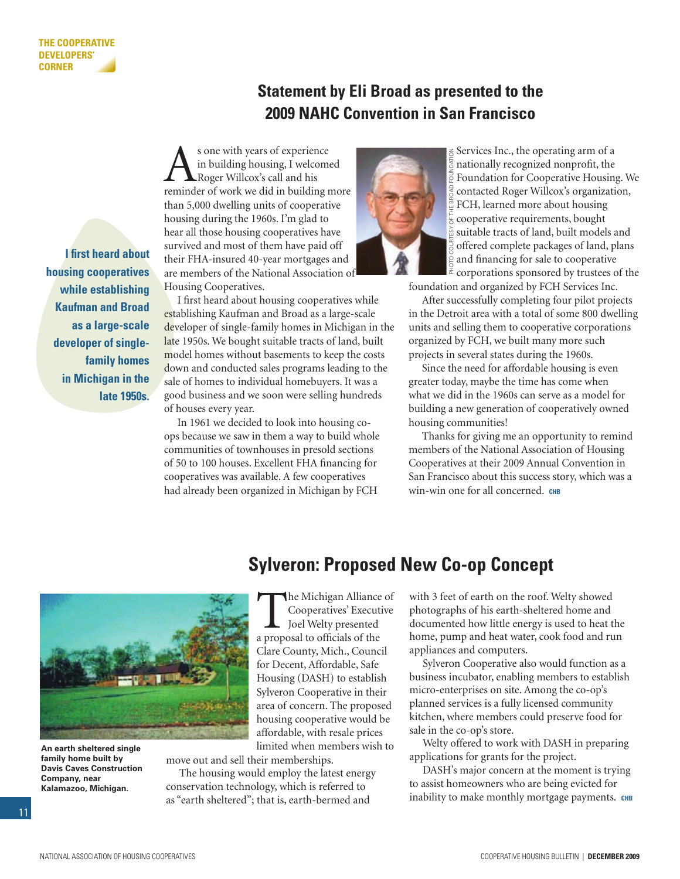THE COOPERATIVE DEVELOPERS' CORNER

## Statement by Eli Broad as presented to the 2009 NAHC Convention in San Francisco

As one with years of experience in building housing, I welcomed Roger Willcox's call and his reminder of work we did in building more than 5,000 dwelling units of cooperative housing during the 1960s. I'm glad to hear all those housing cooperatives have survived and most of them have paid off their FHA-insured 40-year mortgages and are members of the National Association of Housing Cooperatives.

**I first heard about housing cooperatives while establishing Kaufman and Broad as a large-scale developer of single-family homes in Michigan in the late 1950s.**

I first heard about housing cooperatives while establishing Kaufman and Broad as a large-scale developer of single-family homes in Michigan in the late 1950s. We bought suitable tracts of land, built model homes without basements to keep the costs down and conducted sales programs leading to the sale of homes to individual homebuyers. It was a good business and we soon were selling hundreds of houses every year.

In 1961 we decided to look into housing co-ops because we saw in them a way to build whole communities of townhouses in presold sections of 50 to 100 houses. Excellent FHA financing for cooperatives was available. A few cooperatives had already been organized in Michigan by FCH Services Inc., the operating arm of a nationally recognized nonprofit, the Foundation for Cooperative Housing. We contacted Roger Willcox's organization, FCH, learned more about housing cooperative requirements, bought suitable tracts of land, built models and offered complete packages of land, plans and financing for sale to cooperative corporations sponsored by trustees of the foundation and organized by FCH Services Inc.

PHOTO COURTESY OF THE BROAD FOUNDATION

After successfully completing four pilot projects in the Detroit area with a total of some 800 dwelling units and selling them to cooperative corporations organized by FCH, we built many more such projects in several states during the 1960s.

Since the need for affordable housing is even greater today, maybe the time has come when what we did in the 1960s can serve as a model for building a new generation of cooperatively owned housing communities!

Thanks for giving me an opportunity to remind members of the National Association of Housing Cooperatives at their 2009 Annual Convention in San Francisco about this success story, which was a win-win one for all concerned. CHB

## Sylveron: Proposed New Co-op Concept

An earth sheltered single family home built by Davis Caves Construction Company, near Kalamazoo, Michigan.

The Michigan Alliance of Cooperatives' Executive Joel Welty presented a proposal to officials of the Clare County, Mich., Council for Decent, Affordable, Safe Housing (DASH) to establish Sylveron Cooperative in their area of concern. The proposed housing cooperative would be affordable, with resale prices limited when members wish to move out and sell their memberships.

The housing would employ the latest energy conservation technology, which is referred to as "earth sheltered"; that is, earth-bermed and with 3 feet of earth on the roof. Welty showed photographs of his earth-sheltered home and documented how little energy is used to heat the home, pump and heat water, cook food and run appliances and computers.

Sylveron Cooperative also would function as a business incubator, enabling members to establish micro-enterprises on site. Among the co-op's planned services is a fully licensed community kitchen, where members could preserve food for sale in the co-op's store.

Welty offered to work with DASH in preparing applications for grants for the project.

DASH's major concern at the moment is trying to assist homeowners who are being evicted for inability to make monthly mortgage payments. CHB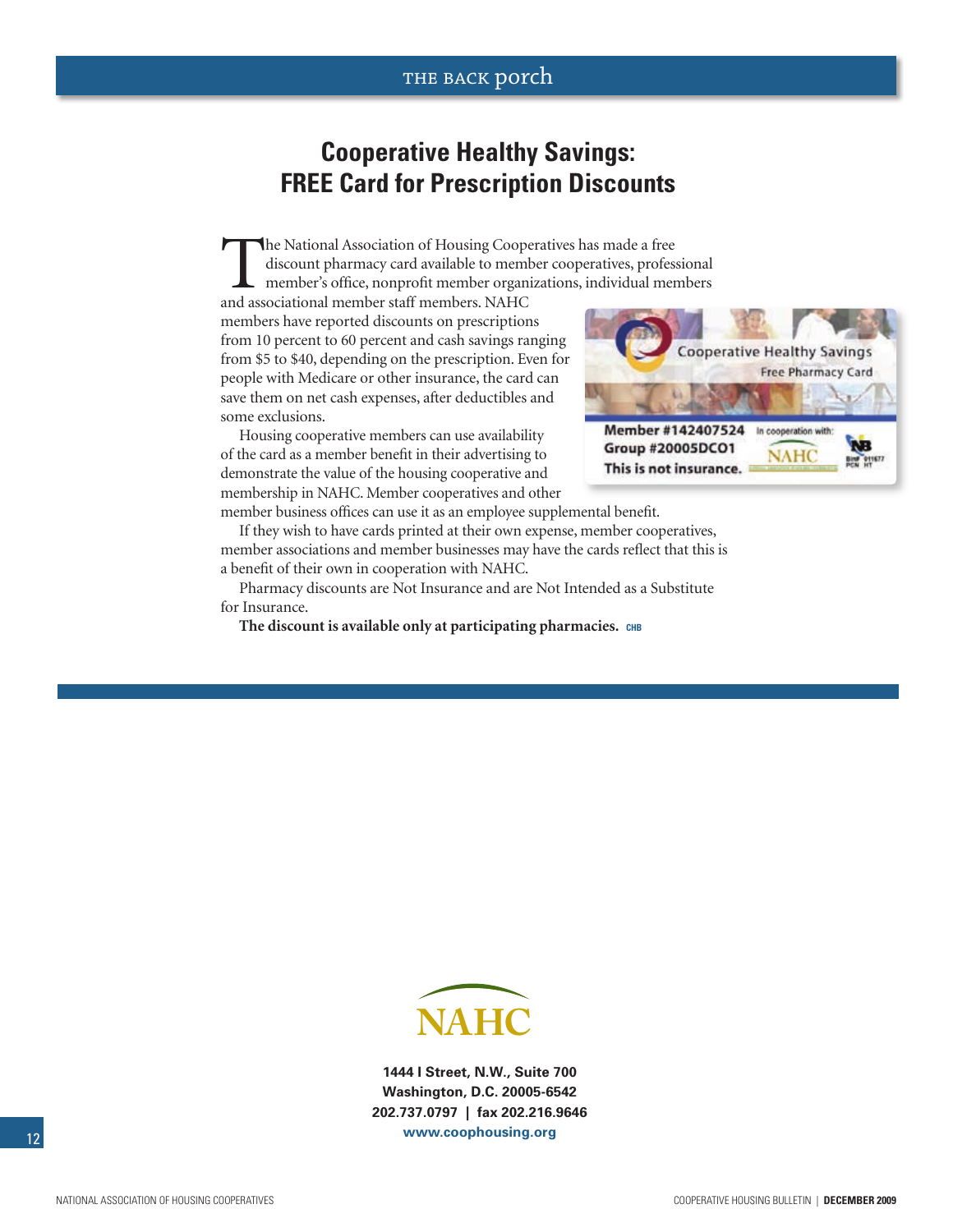THE BACK porch

# Cooperative Healthy Savings: FREE Card for Prescription Discounts

The National Association of Housing Cooperatives has made a free discount pharmacy card available to member cooperatives, professional member's office, nonprofit member organizations, individual members and associational member staff members. NAHC members have reported discounts on prescriptions from 10 percent to 60 percent and cash savings ranging from $5 to $40, depending on the prescription. Even for people with Medicare or other insurance, the card can save them on net cash expenses, after deductibles and some exclusions.

Housing cooperative members can use availability of the card as a member benefit in their advertising to demonstrate the value of the housing cooperative and membership in NAHC. Member cooperatives and other member business offices can use it as an employee supplemental benefit.

If they wish to have cards printed at their own expense, member cooperatives, member associations and member businesses may have the cards reflect that this is a benefit of their own in cooperation with NAHC.

Pharmacy discounts are Not Insurance and are Not Intended as a Substitute for Insurance.

**The discount is available only at participating pharmacies.** CHB

Cooperative Healthy Savings
Free Pharmacy Card
Member #142407524
Group #20005DCO1
This is not insurance.
In cooperation with:
NAHC

NAHC

**1444 I Street, N.W., Suite 700**
**Washington, D.C. 20005-6542**
**202.737.0797 | fax 202.216.9646**
**www.coophousing.org**